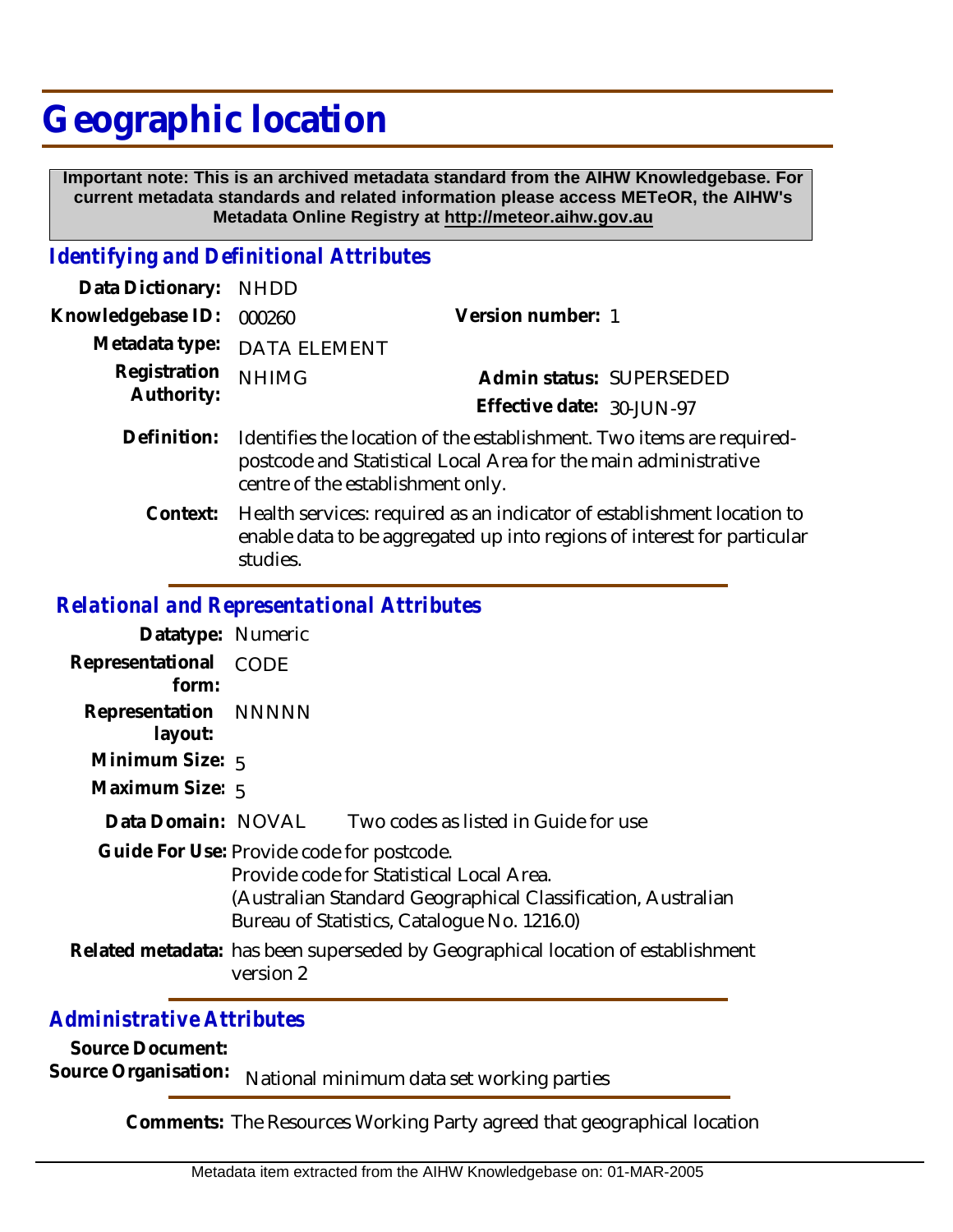# Geographic location

**Important note: This is an archived metadata standard from the AIHW Knowledgebase. For current metadata standards and related information please access METeOR, the AIHW's Metadata Online Registry at http://meteor.aihw.gov.au**

## *Identifying and Definitional Attributes*

**Data Dictionary:** NHDD

**Knowledgebase ID:** 000260

**Version number:** 1

**Metadata type:** DATA ELEMENT

**Registration Authority:** NHIMG

**Admin status:** SUPERSEDED

**Effective date:** 30-JUN-97

**Definition:** Identifies the location of the establishment. Two items are required- postcode and Statistical Local Area for the main administrative centre of the establishment only.

**Context:** Health services: required as an indicator of establishment location to enable data to be aggregated up into regions of interest for particular studies.

## *Relational and Representational Attributes*

**Datatype:** Numeric

**Representational form:** CODE

**Representation layout:** NNNNN

**Minimum Size:** 5

**Maximum Size:** 5

**Data Domain:** NOVAL Two codes as listed in Guide for use

**Guide For Use:** Provide code for postcode.
Provide code for Statistical Local Area.
(Australian Standard Geographical Classification, Australian Bureau of Statistics, Catalogue No. 1216.0)

**Related metadata:** has been superseded by Geographical location of establishment version 2

## *Administrative Attributes*

**Source Document:**

**Source Organisation:** National minimum data set working parties

**Comments:** The Resources Working Party agreed that geographical location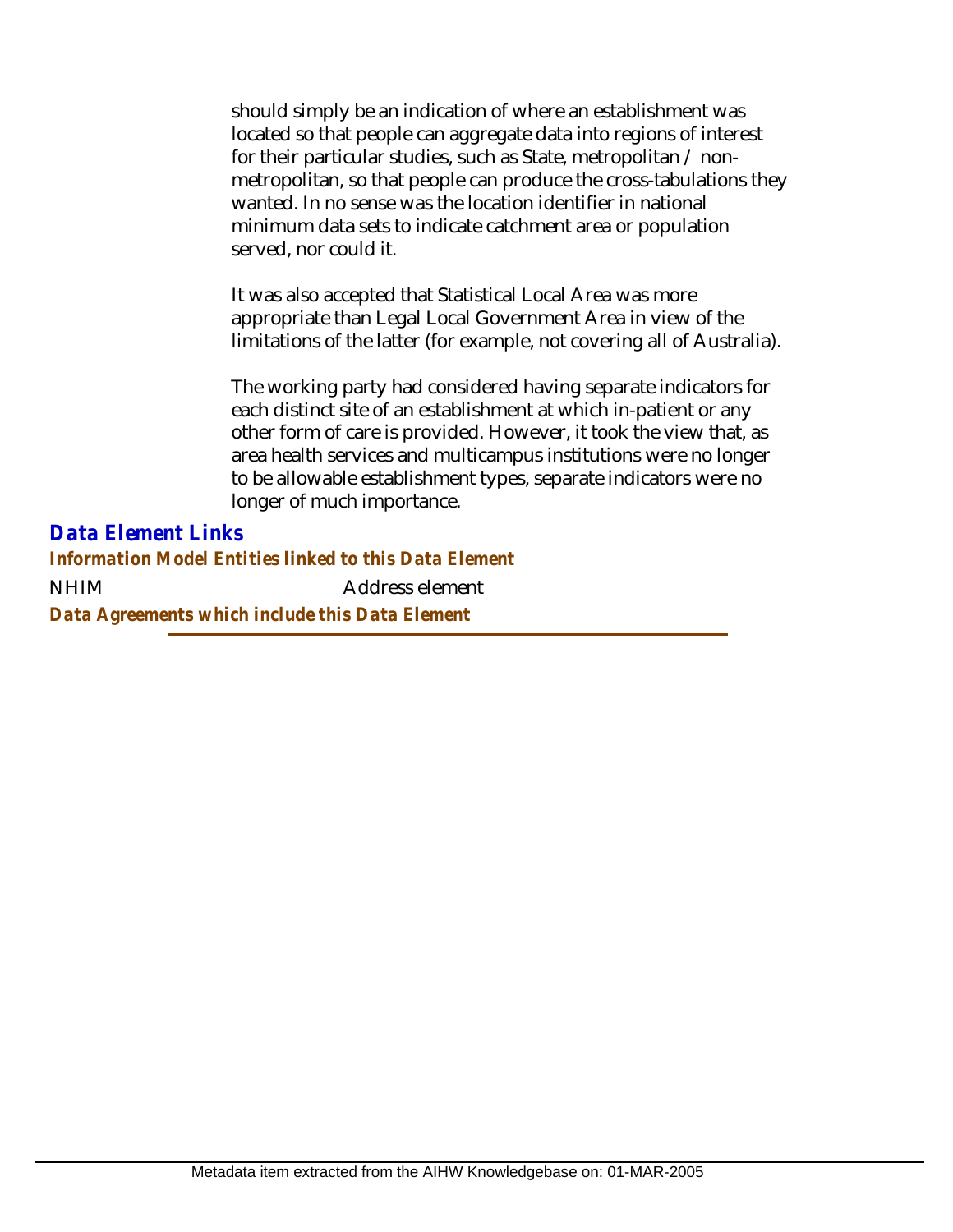should simply be an indication of where an establishment was located so that people can aggregate data into regions of interest for their particular studies, such as State, metropolitan / non-metropolitan, so that people can produce the cross-tabulations they wanted. In no sense was the location identifier in national minimum data sets to indicate catchment area or population served, nor could it.

It was also accepted that Statistical Local Area was more appropriate than Legal Local Government Area in view of the limitations of the latter (for example, not covering all of Australia).

The working party had considered having separate indicators for each distinct site of an establishment at which in-patient or any other form of care is provided. However, it took the view that, as area health services and multicampus institutions were no longer to be allowable establishment types, separate indicators were no longer of much importance.

## Data Element Links

### Information Model Entities linked to this Data Element

NHIM Address element

### Data Agreements which include this Data Element

Metadata item extracted from the AIHW Knowledgebase on: 01-MAR-2005